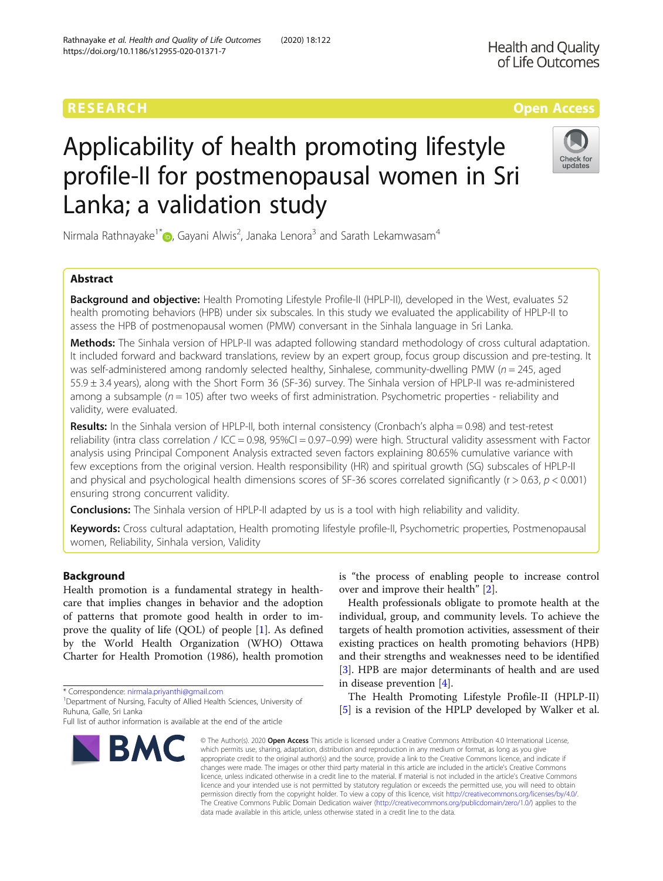RESEARCH

Open Access

# Applicability of health promoting lifestyle profile-II for postmenopausal women in Sri Lanka; a validation study

Nirmala Rathnayake[1*], Gayani Alwis[2], Janaka Lenora[3] and Sarath Lekamwasam[4]

## Abstract

**Background and objective:** Health Promoting Lifestyle Profile-II (HPLP-II), developed in the West, evaluates 52 health promoting behaviors (HPB) under six subscales. In this study we evaluated the applicability of HPLP-II to assess the HPB of postmenopausal women (PMW) conversant in the Sinhala language in Sri Lanka.

**Methods:** The Sinhala version of HPLP-II was adapted following standard methodology of cross cultural adaptation. It included forward and backward translations, review by an expert group, focus group discussion and pre-testing. It was self-administered among randomly selected healthy, Sinhalese, community-dwelling PMW ($n = 245$, aged $55.9 \pm 3.4$ years), along with the Short Form 36 (SF-36) survey. The Sinhala version of HPLP-II was re-administered among a subsample ($n = 105$) after two weeks of first administration. Psychometric properties - reliability and validity, were evaluated.

**Results:** In the Sinhala version of HPLP-II, both internal consistency (Cronbach's alpha = 0.98) and test-retest reliability (intra class correlation / ICC = 0.98, 95%CI = 0.97–0.99) were high. Structural validity assessment with Factor analysis using Principal Component Analysis extracted seven factors explaining 80.65% cumulative variance with few exceptions from the original version. Health responsibility (HR) and spiritual growth (SG) subscales of HPLP-II and physical and psychological health dimensions scores of SF-36 scores correlated significantly ($r > 0.63$, $p < 0.001$) ensuring strong concurrent validity.

**Conclusions:** The Sinhala version of HPLP-II adapted by us is a tool with high reliability and validity.

**Keywords:** Cross cultural adaptation, Health promoting lifestyle profile-II, Psychometric properties, Postmenopausal women, Reliability, Sinhala version, Validity

## Background

Health promotion is a fundamental strategy in health-care that implies changes in behavior and the adoption of patterns that promote good health in order to improve the quality of life (QOL) of people [1]. As defined by the World Health Organization (WHO) Ottawa Charter for Health Promotion (1986), health promotion is "the process of enabling people to increase control over and improve their health" [2].

Health professionals obligate to promote health at the individual, group, and community levels. To achieve the targets of health promotion activities, assessment of their existing practices on health promoting behaviors (HPB) and their strengths and weaknesses need to be identified [3]. HPB are major determinants of health and are used in disease prevention [4].

The Health Promoting Lifestyle Profile-II (HPLP-II) [5] is a revision of the HPLP developed by Walker et al.

\* Correspondence: nirmala.priyanthi@gmail.com

[1]Department of Nursing, Faculty of Allied Health Sciences, University of Ruhuna, Galle, Sri Lanka

Full list of author information is available at the end of the article

© The Author(s). 2020 **Open Access** This article is licensed under a Creative Commons Attribution 4.0 International License, which permits use, sharing, adaptation, distribution and reproduction in any medium or format, as long as you give appropriate credit to the original author(s) and the source, provide a link to the Creative Commons licence, and indicate if changes were made. The images or other third party material in this article are included in the article's Creative Commons licence, unless indicated otherwise in a credit line to the material. If material is not included in the article's Creative Commons licence and your intended use is not permitted by statutory regulation or exceeds the permitted use, you will need to obtain permission directly from the copyright holder. To view a copy of this licence, visit http://creativecommons.org/licenses/by/4.0/. The Creative Commons Public Domain Dedication waiver (http://creativecommons.org/publicdomain/zero/1.0/) applies to the data made available in this article, unless otherwise stated in a credit line to the data.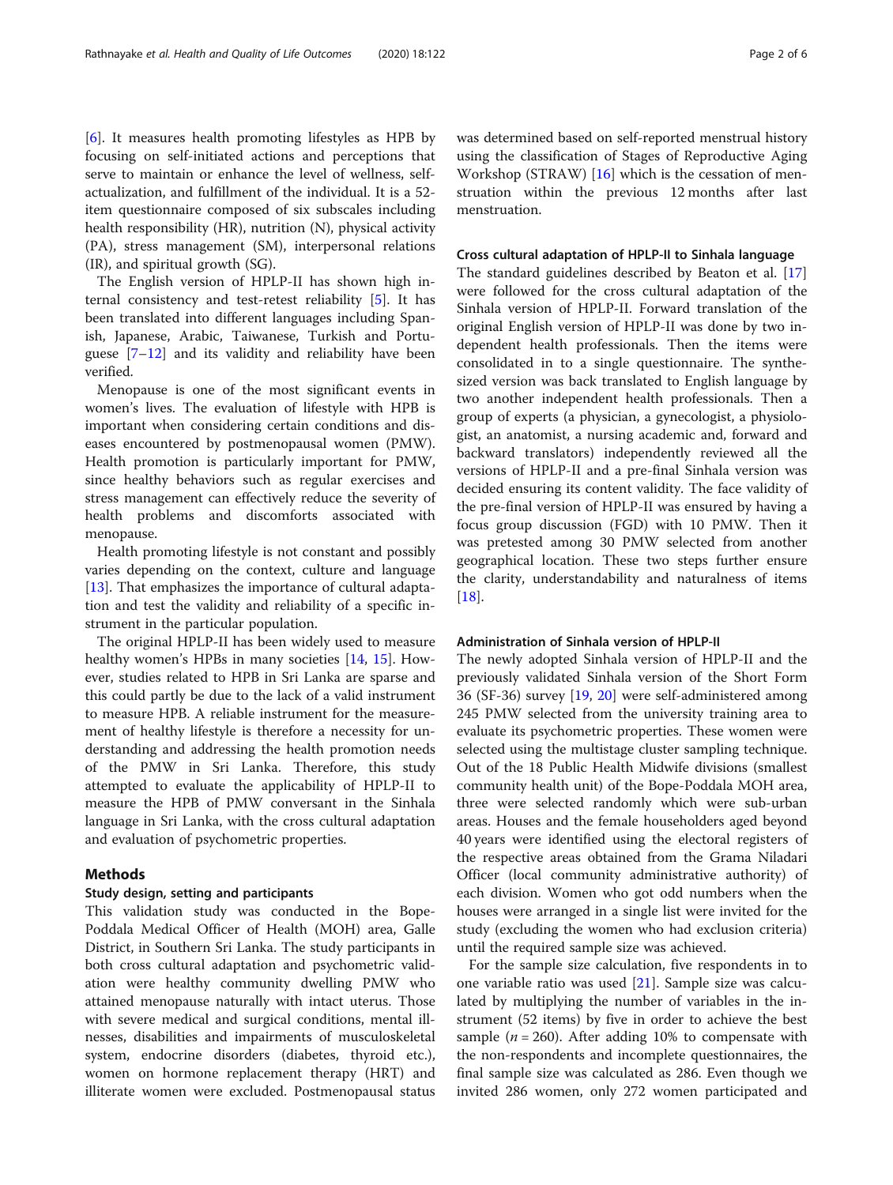[6]. It measures health promoting lifestyles as HPB by focusing on self-initiated actions and perceptions that serve to maintain or enhance the level of wellness, self-actualization, and fulfillment of the individual. It is a 52-item questionnaire composed of six subscales including health responsibility (HR), nutrition (N), physical activity (PA), stress management (SM), interpersonal relations (IR), and spiritual growth (SG).

The English version of HPLP-II has shown high internal consistency and test-retest reliability [5]. It has been translated into different languages including Spanish, Japanese, Arabic, Taiwanese, Turkish and Portuguese [7–12] and its validity and reliability have been verified.

Menopause is one of the most significant events in women's lives. The evaluation of lifestyle with HPB is important when considering certain conditions and diseases encountered by postmenopausal women (PMW). Health promotion is particularly important for PMW, since healthy behaviors such as regular exercises and stress management can effectively reduce the severity of health problems and discomforts associated with menopause.

Health promoting lifestyle is not constant and possibly varies depending on the context, culture and language [13]. That emphasizes the importance of cultural adaptation and test the validity and reliability of a specific instrument in the particular population.

The original HPLP-II has been widely used to measure healthy women's HPBs in many societies [14, 15]. However, studies related to HPB in Sri Lanka are sparse and this could partly be due to the lack of a valid instrument to measure HPB. A reliable instrument for the measurement of healthy lifestyle is therefore a necessity for understanding and addressing the health promotion needs of the PMW in Sri Lanka. Therefore, this study attempted to evaluate the applicability of HPLP-II to measure the HPB of PMW conversant in the Sinhala language in Sri Lanka, with the cross cultural adaptation and evaluation of psychometric properties.

## Methods

### Study design, setting and participants

This validation study was conducted in the Bope-Poddala Medical Officer of Health (MOH) area, Galle District, in Southern Sri Lanka. The study participants in both cross cultural adaptation and psychometric validation were healthy community dwelling PMW who attained menopause naturally with intact uterus. Those with severe medical and surgical conditions, mental illnesses, disabilities and impairments of musculoskeletal system, endocrine disorders (diabetes, thyroid etc.), women on hormone replacement therapy (HRT) and illiterate women were excluded. Postmenopausal status was determined based on self-reported menstrual history using the classification of Stages of Reproductive Aging Workshop (STRAW) [16] which is the cessation of menstruation within the previous 12 months after last menstruation.

### Cross cultural adaptation of HPLP-II to Sinhala language

The standard guidelines described by Beaton et al. [17] were followed for the cross cultural adaptation of the Sinhala version of HPLP-II. Forward translation of the original English version of HPLP-II was done by two independent health professionals. Then the items were consolidated in to a single questionnaire. The synthesized version was back translated to English language by two another independent health professionals. Then a group of experts (a physician, a gynecologist, a physiologist, an anatomist, a nursing academic and, forward and backward translators) independently reviewed all the versions of HPLP-II and a pre-final Sinhala version was decided ensuring its content validity. The face validity of the pre-final version of HPLP-II was ensured by having a focus group discussion (FGD) with 10 PMW. Then it was pretested among 30 PMW selected from another geographical location. These two steps further ensure the clarity, understandability and naturalness of items [18].

### Administration of Sinhala version of HPLP-II

The newly adopted Sinhala version of HPLP-II and the previously validated Sinhala version of the Short Form 36 (SF-36) survey [19, 20] were self-administered among 245 PMW selected from the university training area to evaluate its psychometric properties. These women were selected using the multistage cluster sampling technique. Out of the 18 Public Health Midwife divisions (smallest community health unit) of the Bope-Poddala MOH area, three were selected randomly which were sub-urban areas. Houses and the female householders aged beyond 40 years were identified using the electoral registers of the respective areas obtained from the Grama Niladari Officer (local community administrative authority) of each division. Women who got odd numbers when the houses were arranged in a single list were invited for the study (excluding the women who had exclusion criteria) until the required sample size was achieved.

For the sample size calculation, five respondents in to one variable ratio was used [21]. Sample size was calculated by multiplying the number of variables in the instrument (52 items) by five in order to achieve the best sample ($n = 260$). After adding 10% to compensate with the non-respondents and incomplete questionnaires, the final sample size was calculated as 286. Even though we invited 286 women, only 272 women participated and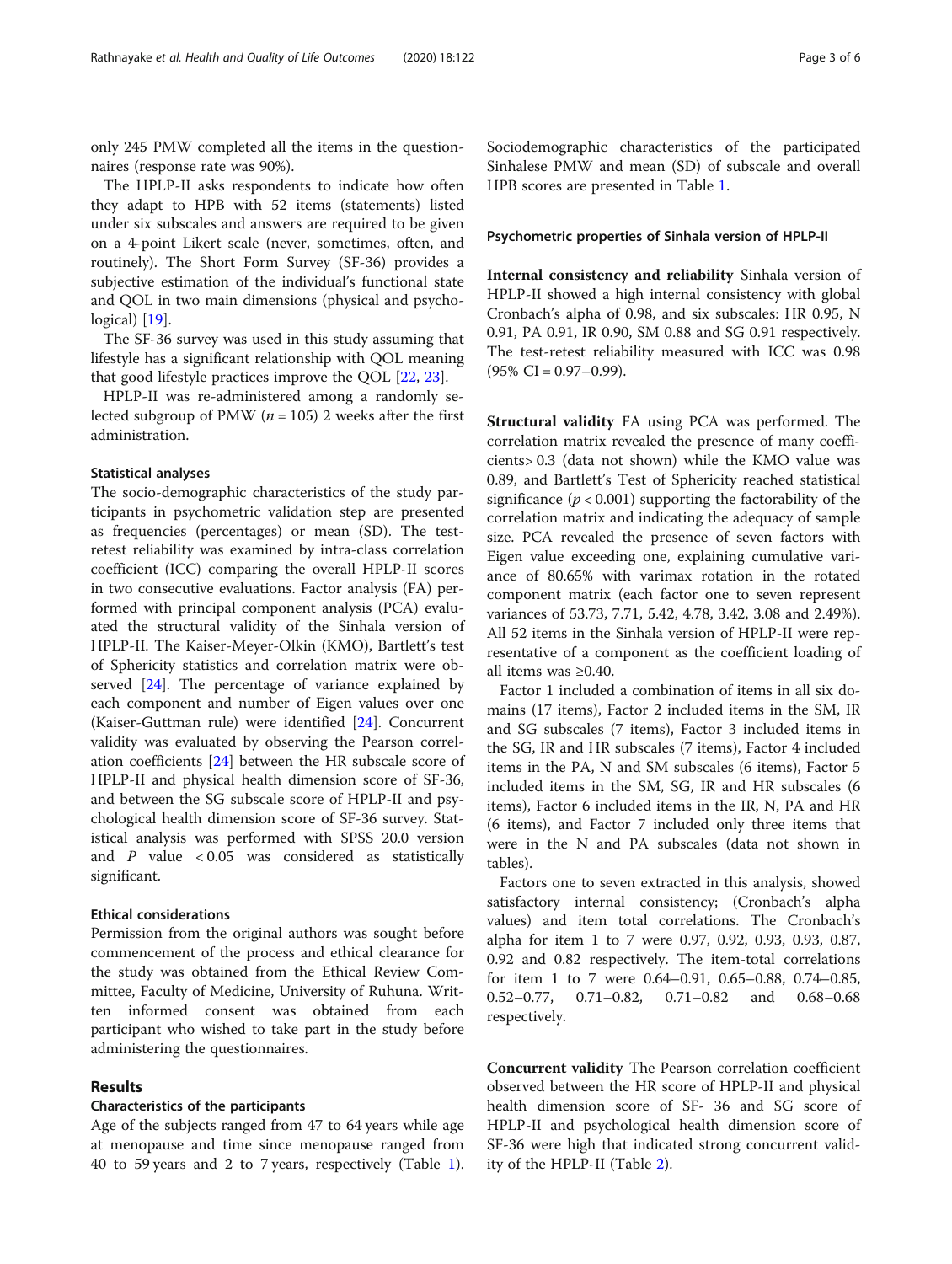only 245 PMW completed all the items in the questionnaires (response rate was 90%).

The HPLP-II asks respondents to indicate how often they adapt to HPB with 52 items (statements) listed under six subscales and answers are required to be given on a 4-point Likert scale (never, sometimes, often, and routinely). The Short Form Survey (SF-36) provides a subjective estimation of the individual's functional state and QOL in two main dimensions (physical and psychological) [19].

The SF-36 survey was used in this study assuming that lifestyle has a significant relationship with QOL meaning that good lifestyle practices improve the QOL [22, 23].

HPLP-II was re-administered among a randomly selected subgroup of PMW ($n = 105$) 2 weeks after the first administration.

### Statistical analyses

The socio-demographic characteristics of the study participants in psychometric validation step are presented as frequencies (percentages) or mean (SD). The test-retest reliability was examined by intra-class correlation coefficient (ICC) comparing the overall HPLP-II scores in two consecutive evaluations. Factor analysis (FA) performed with principal component analysis (PCA) evaluated the structural validity of the Sinhala version of HPLP-II. The Kaiser-Meyer-Olkin (KMO), Bartlett's test of Sphericity statistics and correlation matrix were observed [24]. The percentage of variance explained by each component and number of Eigen values over one (Kaiser-Guttman rule) were identified [24]. Concurrent validity was evaluated by observing the Pearson correlation coefficients [24] between the HR subscale score of HPLP-II and physical health dimension score of SF-36, and between the SG subscale score of HPLP-II and psychological health dimension score of SF-36 survey. Statistical analysis was performed with SPSS 20.0 version and $P$ value $< 0.05$ was considered as statistically significant.

### Ethical considerations

Permission from the original authors was sought before commencement of the process and ethical clearance for the study was obtained from the Ethical Review Committee, Faculty of Medicine, University of Ruhuna. Written informed consent was obtained from each participant who wished to take part in the study before administering the questionnaires.

## Results

### Characteristics of the participants

Age of the subjects ranged from 47 to 64 years while age at menopause and time since menopause ranged from 40 to 59 years and 2 to 7 years, respectively (Table 1). Sociodemographic characteristics of the participated Sinhalese PMW and mean (SD) of subscale and overall HPB scores are presented in Table 1.

### Psychometric properties of Sinhala version of HPLP-II

**Internal consistency and reliability** Sinhala version of HPLP-II showed a high internal consistency with global Cronbach's alpha of 0.98, and six subscales: HR 0.95, N 0.91, PA 0.91, IR 0.90, SM 0.88 and SG 0.91 respectively. The test-retest reliability measured with ICC was 0.98 (95% CI = 0.97–0.99).

**Structural validity** FA using PCA was performed. The correlation matrix revealed the presence of many coefficients> 0.3 (data not shown) while the KMO value was 0.89, and Bartlett's Test of Sphericity reached statistical significance ($p < 0.001$) supporting the factorability of the correlation matrix and indicating the adequacy of sample size. PCA revealed the presence of seven factors with Eigen value exceeding one, explaining cumulative variance of 80.65% with varimax rotation in the rotated component matrix (each factor one to seven represent variances of 53.73, 7.71, 5.42, 4.78, 3.42, 3.08 and 2.49%). All 52 items in the Sinhala version of HPLP-II were representative of a component as the coefficient loading of all items was ≥0.40.

Factor 1 included a combination of items in all six domains (17 items), Factor 2 included items in the SM, IR and SG subscales (7 items), Factor 3 included items in the SG, IR and HR subscales (7 items), Factor 4 included items in the PA, N and SM subscales (6 items), Factor 5 included items in the SM, SG, IR and HR subscales (6 items), Factor 6 included items in the IR, N, PA and HR (6 items), and Factor 7 included only three items that were in the N and PA subscales (data not shown in tables).

Factors one to seven extracted in this analysis, showed satisfactory internal consistency; (Cronbach's alpha values) and item total correlations. The Cronbach's alpha for item 1 to 7 were 0.97, 0.92, 0.93, 0.93, 0.87, 0.92 and 0.82 respectively. The item-total correlations for item 1 to 7 were 0.64–0.91, 0.65–0.88, 0.74–0.85, 0.52–0.77, 0.71–0.82, 0.71–0.82 and 0.68–0.68 respectively.

**Concurrent validity** The Pearson correlation coefficient observed between the HR score of HPLP-II and physical health dimension score of SF- 36 and SG score of HPLP-II and psychological health dimension score of SF-36 were high that indicated strong concurrent validity of the HPLP-II (Table 2).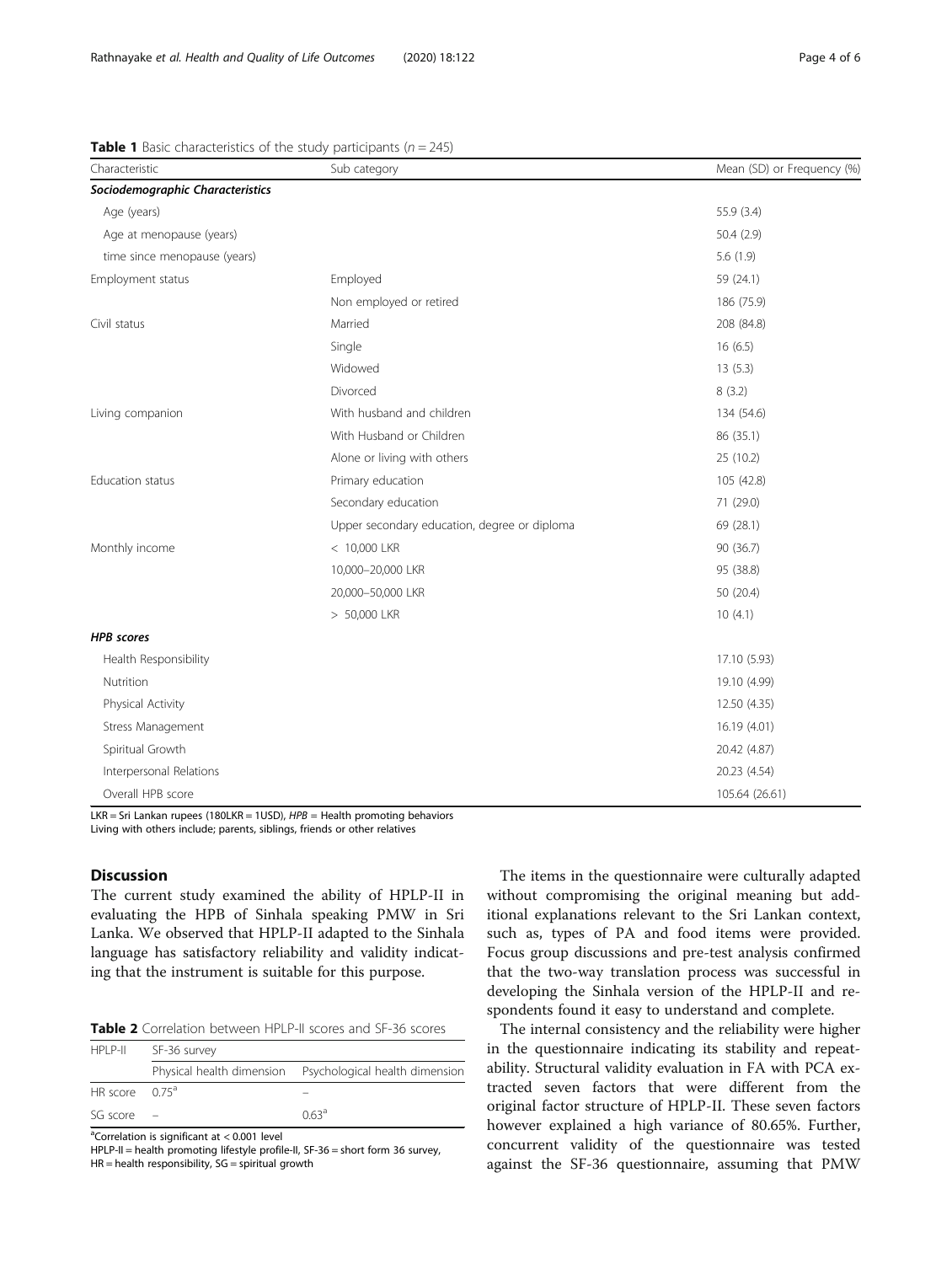**Table 1** Basic characteristics of the study participants ($n = 245$)

| Characteristic | Sub category | Mean (SD) or Frequency (%) |
|---|---|---|
| ***Sociodemographic Characteristics*** | | |
| Age (years) | | 55.9 (3.4) |
| Age at menopause (years) | | 50.4 (2.9) |
| time since menopause (years) | | 5.6 (1.9) |
| Employment status | Employed | 59 (24.1) |
| | Non employed or retired | 186 (75.9) |
| Civil status | Married | 208 (84.8) |
| | Single | 16 (6.5) |
| | Widowed | 13 (5.3) |
| | Divorced | 8 (3.2) |
| Living companion | With husband and children | 134 (54.6) |
| | With Husband or Children | 86 (35.1) |
| | Alone or living with others | 25 (10.2) |
| Education status | Primary education | 105 (42.8) |
| | Secondary education | 71 (29.0) |
| | Upper secondary education, degree or diploma | 69 (28.1) |
| Monthly income | < 10,000 LKR | 90 (36.7) |
| | 10,000–20,000 LKR | 95 (38.8) |
| | 20,000–50,000 LKR | 50 (20.4) |
| | > 50,000 LKR | 10 (4.1) |
| ***HPB scores*** | | |
| Health Responsibility | | 17.10 (5.93) |
| Nutrition | | 19.10 (4.99) |
| Physical Activity | | 12.50 (4.35) |
| Stress Management | | 16.19 (4.01) |
| Spiritual Growth | | 20.42 (4.87) |
| Interpersonal Relations | | 20.23 (4.54) |
| Overall HPB score | | 105.64 (26.61) |

LKR = Sri Lankan rupees (180LKR = 1USD), *HPB* = Health promoting behaviors
Living with others include; parents, siblings, friends or other relatives

## Discussion

The current study examined the ability of HPLP-II in evaluating the HPB of Sinhala speaking PMW in Sri Lanka. We observed that HPLP-II adapted to the Sinhala language has satisfactory reliability and validity indicating that the instrument is suitable for this purpose.

**Table 2** Correlation between HPLP-II scores and SF-36 scores

| HPLP-II | SF-36 survey | |
|---|---|---|
| | Physical health dimension | Psychological health dimension |
| HR score | 0.75[a] | – |
| SG score | – | 0.63[a] |

[a]Correlation is significant at < 0.001 level
HPLP-II = health promoting lifestyle profile-II, SF-36 = short form 36 survey, HR = health responsibility, SG = spiritual growth

The items in the questionnaire were culturally adapted without compromising the original meaning but additional explanations relevant to the Sri Lankan context, such as, types of PA and food items were provided. Focus group discussions and pre-test analysis confirmed that the two-way translation process was successful in developing the Sinhala version of the HPLP-II and respondents found it easy to understand and complete.

The internal consistency and the reliability were higher in the questionnaire indicating its stability and repeatability. Structural validity evaluation in FA with PCA extracted seven factors that were different from the original factor structure of HPLP-II. These seven factors however explained a high variance of 80.65%. Further, concurrent validity of the questionnaire was tested against the SF-36 questionnaire, assuming that PMW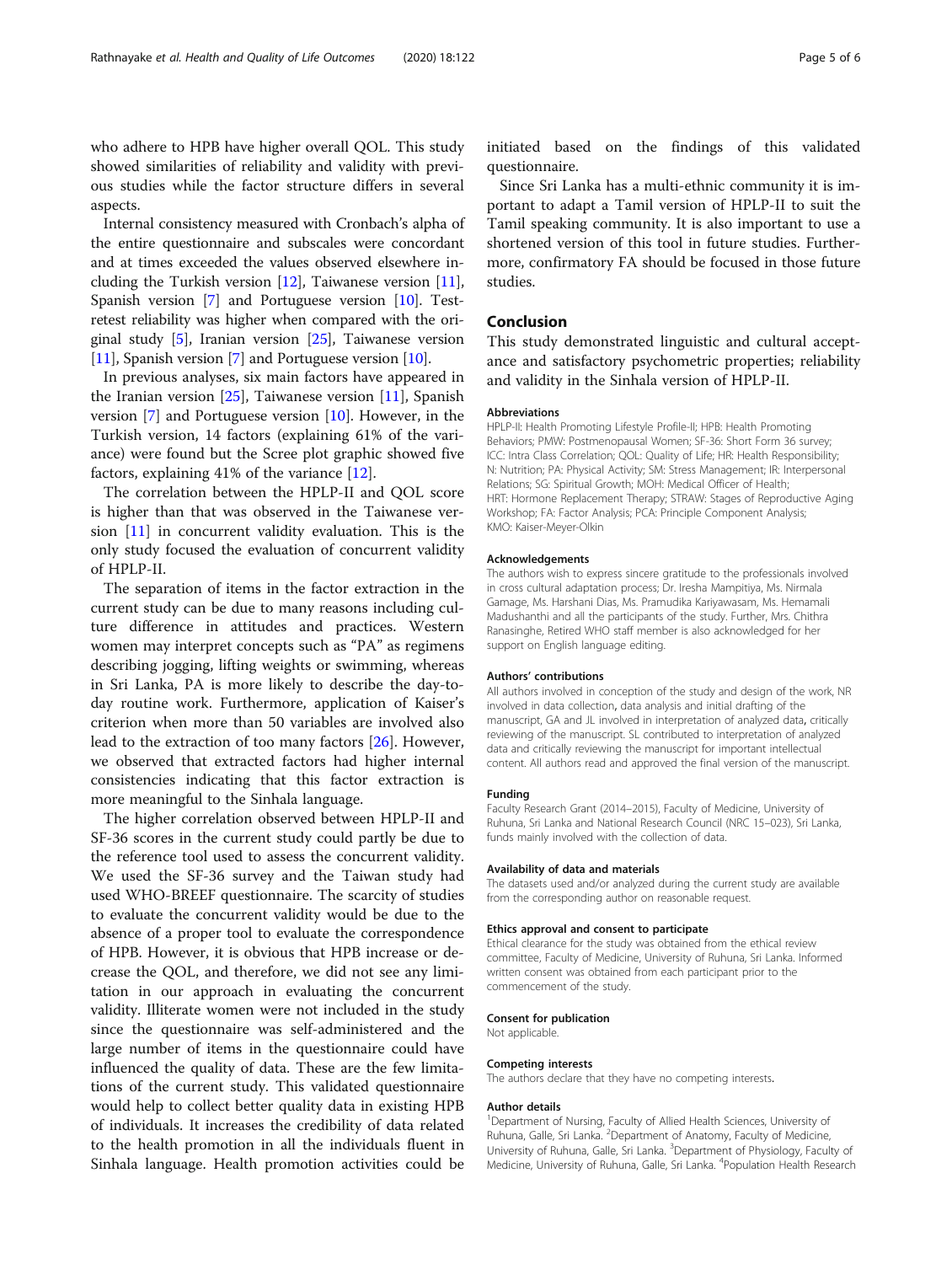who adhere to HPB have higher overall QOL. This study showed similarities of reliability and validity with previous studies while the factor structure differs in several aspects.

Internal consistency measured with Cronbach's alpha of the entire questionnaire and subscales were concordant and at times exceeded the values observed elsewhere including the Turkish version [12], Taiwanese version [11], Spanish version [7] and Portuguese version [10]. Test-retest reliability was higher when compared with the original study [5], Iranian version [25], Taiwanese version [11], Spanish version [7] and Portuguese version [10].

In previous analyses, six main factors have appeared in the Iranian version [25], Taiwanese version [11], Spanish version [7] and Portuguese version [10]. However, in the Turkish version, 14 factors (explaining 61% of the variance) were found but the Scree plot graphic showed five factors, explaining 41% of the variance [12].

The correlation between the HPLP-II and QOL score is higher than that was observed in the Taiwanese version [11] in concurrent validity evaluation. This is the only study focused the evaluation of concurrent validity of HPLP-II.

The separation of items in the factor extraction in the current study can be due to many reasons including culture difference in attitudes and practices. Western women may interpret concepts such as "PA" as regimens describing jogging, lifting weights or swimming, whereas in Sri Lanka, PA is more likely to describe the day-to-day routine work. Furthermore, application of Kaiser's criterion when more than 50 variables are involved also lead to the extraction of too many factors [26]. However, we observed that extracted factors had higher internal consistencies indicating that this factor extraction is more meaningful to the Sinhala language.

The higher correlation observed between HPLP-II and SF-36 scores in the current study could partly be due to the reference tool used to assess the concurrent validity. We used the SF-36 survey and the Taiwan study had used WHO-BREEF questionnaire. The scarcity of studies to evaluate the concurrent validity would be due to the absence of a proper tool to evaluate the correspondence of HPB. However, it is obvious that HPB increase or decrease the QOL, and therefore, we did not see any limitation in our approach in evaluating the concurrent validity. Illiterate women were not included in the study since the questionnaire was self-administered and the large number of items in the questionnaire could have influenced the quality of data. These are the few limitations of the current study. This validated questionnaire would help to collect better quality data in existing HPB of individuals. It increases the credibility of data related to the health promotion in all the individuals fluent in Sinhala language. Health promotion activities could be initiated based on the findings of this validated questionnaire.

Since Sri Lanka has a multi-ethnic community it is important to adapt a Tamil version of HPLP-II to suit the Tamil speaking community. It is also important to use a shortened version of this tool in future studies. Furthermore, confirmatory FA should be focused in those future studies.

## Conclusion

This study demonstrated linguistic and cultural acceptance and satisfactory psychometric properties; reliability and validity in the Sinhala version of HPLP-II.

#### Abbreviations

HPLP-II: Health Promoting Lifestyle Profile-II; HPB: Health Promoting Behaviors; PMW: Postmenopausal Women; SF-36: Short Form 36 survey; ICC: Intra Class Correlation; QOL: Quality of Life; HR: Health Responsibility; N: Nutrition; PA: Physical Activity; SM: Stress Management; IR: Interpersonal Relations; SG: Spiritual Growth; MOH: Medical Officer of Health; HRT: Hormone Replacement Therapy; STRAW: Stages of Reproductive Aging Workshop; FA: Factor Analysis; PCA: Principle Component Analysis; KMO: Kaiser-Meyer-Olkin

#### Acknowledgements

The authors wish to express sincere gratitude to the professionals involved in cross cultural adaptation process; Dr. Iresha Mampitiya, Ms. Nirmala Gamage, Ms. Harshani Dias, Ms. Pramudika Kariyawasam, Ms. Hemamali Madushanthi and all the participants of the study. Further, Mrs. Chithra Ranasinghe, Retired WHO staff member is also acknowledged for her support on English language editing.

#### Authors' contributions

All authors involved in conception of the study and design of the work, NR involved in data collection, data analysis and initial drafting of the manuscript, GA and JL involved in interpretation of analyzed data, critically reviewing of the manuscript. SL contributed to interpretation of analyzed data and critically reviewing the manuscript for important intellectual content. All authors read and approved the final version of the manuscript.

#### Funding

Faculty Research Grant (2014–2015), Faculty of Medicine, University of Ruhuna, Sri Lanka and National Research Council (NRC 15–023), Sri Lanka, funds mainly involved with the collection of data.

#### Availability of data and materials

The datasets used and/or analyzed during the current study are available from the corresponding author on reasonable request.

#### Ethics approval and consent to participate

Ethical clearance for the study was obtained from the ethical review committee, Faculty of Medicine, University of Ruhuna, Sri Lanka. Informed written consent was obtained from each participant prior to the commencement of the study.

#### Consent for publication

Not applicable.

#### Competing interests

The authors declare that they have no competing interests.

#### Author details

[1]Department of Nursing, Faculty of Allied Health Sciences, University of Ruhuna, Galle, Sri Lanka. [2]Department of Anatomy, Faculty of Medicine, University of Ruhuna, Galle, Sri Lanka. [3]Department of Physiology, Faculty of Medicine, University of Ruhuna, Galle, Sri Lanka. [4]Population Health Research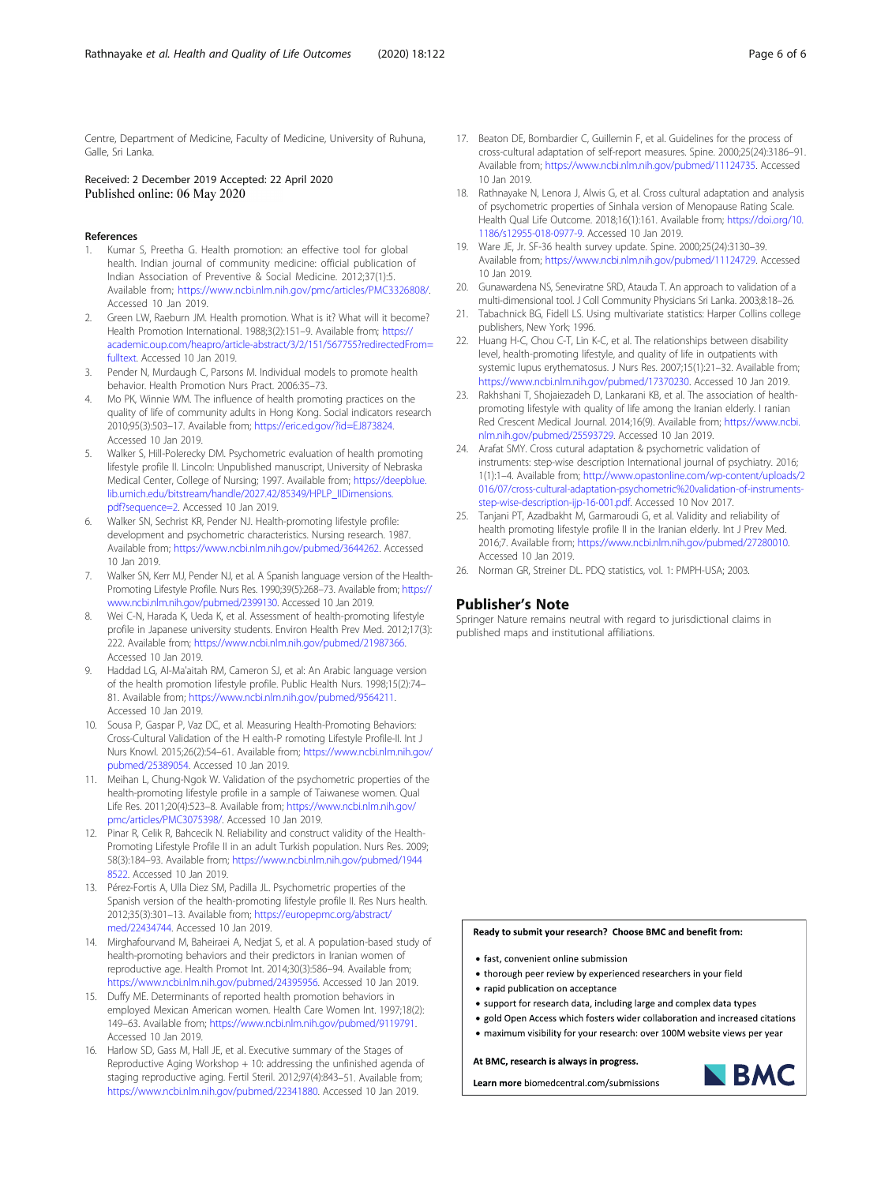Centre, Department of Medicine, Faculty of Medicine, University of Ruhuna, Galle, Sri Lanka.

Received: 2 December 2019 Accepted: 22 April 2020
Published online: 06 May 2020

## References

1. Kumar S, Preetha G. Health promotion: an effective tool for global health. Indian journal of community medicine: official publication of Indian Association of Preventive & Social Medicine. 2012;37(1):5. Available from; https://www.ncbi.nlm.nih.gov/pmc/articles/PMC3326808/. Accessed 10 Jan 2019.
2. Green LW, Raeburn JM. Health promotion. What is it? What will it become? Health Promotion International. 1988;3(2):151–9. Available from; https://academic.oup.com/heapro/article-abstract/3/2/151/567755?redirectedFrom=fulltext. Accessed 10 Jan 2019.
3. Pender N, Murdaugh C, Parsons M. Individual models to promote health behavior. Health Promotion Nurs Pract. 2006:35–73.
4. Mo PK, Winnie WM. The influence of health promoting practices on the quality of life of community adults in Hong Kong. Social indicators research 2010;95(3):503–17. Available from; https://eric.ed.gov/?id=EJ873824. Accessed 10 Jan 2019.
5. Walker S, Hill-Polerecky DM. Psychometric evaluation of health promoting lifestyle profile II. Lincoln: Unpublished manuscript, University of Nebraska Medical Center, College of Nursing; 1997. Available from; https://deepblue.lib.umich.edu/bitstream/handle/2027.42/85349/HPLP_IIDimensions.pdf?sequence=2. Accessed 10 Jan 2019.
6. Walker SN, Sechrist KR, Pender NJ. Health-promoting lifestyle profile: development and psychometric characteristics. Nursing research. 1987. Available from; https://www.ncbi.nlm.nih.gov/pubmed/3644262. Accessed 10 Jan 2019.
7. Walker SN, Kerr MJ, Pender NJ, et al. A Spanish language version of the Health-Promoting Lifestyle Profile. Nurs Res. 1990;39(5):268–73. Available from; https://www.ncbi.nlm.nih.gov/pubmed/2399130. Accessed 10 Jan 2019.
8. Wei C-N, Harada K, Ueda K, et al. Assessment of health-promoting lifestyle profile in Japanese university students. Environ Health Prev Med. 2012;17(3):222. Available from; https://www.ncbi.nlm.nih.gov/pubmed/21987366. Accessed 10 Jan 2019.
9. Haddad LG, Al-Ma'aitah RM, Cameron SJ, et al: An Arabic language version of the health promotion lifestyle profile. Public Health Nurs. 1998;15(2):74–81. Available from; https://www.ncbi.nlm.nih.gov/pubmed/9564211. Accessed 10 Jan 2019.
10. Sousa P, Gaspar P, Vaz DC, et al. Measuring Health-Promoting Behaviors: Cross-Cultural Validation of the H ealth-P romoting Lifestyle Profile-II. Int J Nurs Knowl. 2015;26(2):54–61. Available from; https://www.ncbi.nlm.nih.gov/pubmed/25389054. Accessed 10 Jan 2019.
11. Meihan L, Chung-Ngok W. Validation of the psychometric properties of the health-promoting lifestyle profile in a sample of Taiwanese women. Qual Life Res. 2011;20(4):523–8. Available from; https://www.ncbi.nlm.nih.gov/pmc/articles/PMC3075398/. Accessed 10 Jan 2019.
12. Pinar R, Celik R, Bahcecik N. Reliability and construct validity of the Health-Promoting Lifestyle Profile II in an adult Turkish population. Nurs Res. 2009;58(3):184–93. Available from; https://www.ncbi.nlm.nih.gov/pubmed/19448522. Accessed 10 Jan 2019.
13. Pérez-Fortis A, Ulla Diez SM, Padilla JL. Psychometric properties of the Spanish version of the health-promoting lifestyle profile II. Res Nurs health. 2012;35(3):301–13. Available from; https://europepmc.org/abstract/med/22434744. Accessed 10 Jan 2019.
14. Mirghafourvand M, Baheiraei A, Nedjat S, et al. A population-based study of health-promoting behaviors and their predictors in Iranian women of reproductive age. Health Promot Int. 2014;30(3):586–94. Available from; https://www.ncbi.nlm.nih.gov/pubmed/24395956. Accessed 10 Jan 2019.
15. Duffy ME. Determinants of reported health promotion behaviors in employed Mexican American women. Health Care Women Int. 1997;18(2):149–63. Available from; https://www.ncbi.nlm.nih.gov/pubmed/9119791. Accessed 10 Jan 2019.
16. Harlow SD, Gass M, Hall JE, et al. Executive summary of the Stages of Reproductive Aging Workshop + 10: addressing the unfinished agenda of staging reproductive aging. Fertil Steril. 2012;97(4):843–51. Available from; https://www.ncbi.nlm.nih.gov/pubmed/22341880. Accessed 10 Jan 2019.
17. Beaton DE, Bombardier C, Guillemin F, et al. Guidelines for the process of cross-cultural adaptation of self-report measures. Spine. 2000;25(24):3186–91. Available from; https://www.ncbi.nlm.nih.gov/pubmed/11124735. Accessed 10 Jan 2019.
18. Rathnayake N, Lenora J, Alwis G, et al. Cross cultural adaptation and analysis of psychometric properties of Sinhala version of Menopause Rating Scale. Health Qual Life Outcome. 2018;16(1):161. Available from; https://doi.org/10.1186/s12955-018-0977-9. Accessed 10 Jan 2019.
19. Ware JE, Jr. SF-36 health survey update. Spine. 2000;25(24):3130–39. Available from; https://www.ncbi.nlm.nih.gov/pubmed/11124729. Accessed 10 Jan 2019.
20. Gunawardena NS, Seneviratne SRD, Atauda T. An approach to validation of a multi-dimensional tool. J Coll Community Physicians Sri Lanka. 2003;8:18–26.
21. Tabachnick BG, Fidell LS. Using multivariate statistics: Harper Collins college publishers, New York; 1996.
22. Huang H-C, Chou C-T, Lin K-C, et al. The relationships between disability level, health-promoting lifestyle, and quality of life in outpatients with systemic lupus erythematosus. J Nurs Res. 2007;15(1):21–32. Available from; https://www.ncbi.nlm.nih.gov/pubmed/17370230. Accessed 10 Jan 2019.
23. Rakhshani T, Shojaiezadeh D, Lankarani KB, et al. The association of health-promoting lifestyle with quality of life among the Iranian elderly. I ranian Red Crescent Medical Journal. 2014;16(9). Available from; https://www.ncbi.nlm.nih.gov/pubmed/25593729. Accessed 10 Jan 2019.
24. Arafat SMY. Cross cutural adaptation & psychometric validation of instruments: step-wise description International journal of psychiatry. 2016;1(1):1–4. Available from; http://www.opastonline.com/wp-content/uploads/2016/07/cross-cultural-adaptation-psychometric%20validation-of-instruments-step-wise-description-ijp-16-001.pdf. Accessed 10 Nov 2017.
25. Tanjani PT, Azadbakht M, Garmaroudi G, et al. Validity and reliability of health promoting lifestyle profile II in the Iranian elderly. Int J Prev Med. 2016;7. Available from; https://www.ncbi.nlm.nih.gov/pubmed/27280010. Accessed 10 Jan 2019.
26. Norman GR, Streiner DL. PDQ statistics, vol. 1: PMPH-USA; 2003.

## Publisher's Note

Springer Nature remains neutral with regard to jurisdictional claims in published maps and institutional affiliations.

**Ready to submit your research? Choose BMC and benefit from:**

- fast, convenient online submission
- thorough peer review by experienced researchers in your field
- rapid publication on acceptance
- support for research data, including large and complex data types
- gold Open Access which fosters wider collaboration and increased citations
- maximum visibility for your research: over 100M website views per year

**At BMC, research is always in progress.**

**Learn more** biomedcentral.com/submissions

BMC